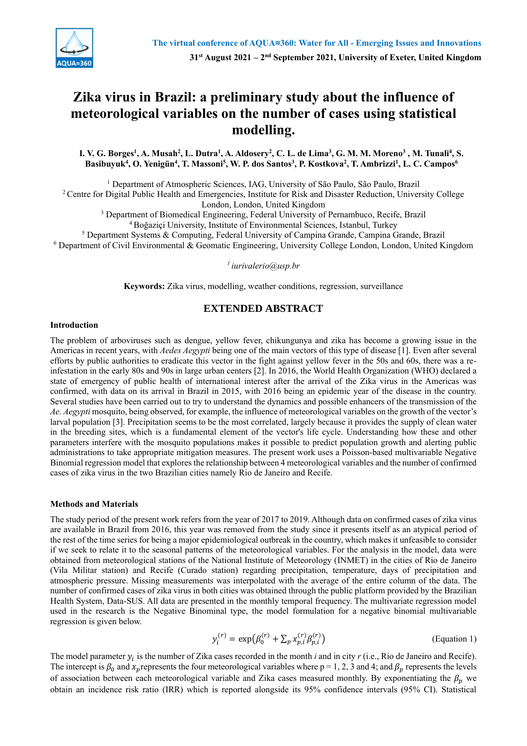# Zika virus in Brazil: a preliminary study about the influence of meteorological variables on the number of cases using statistical modelling.

**I. V. G. Borges[1], A. Musah[2], L. Dutra[1], A. Aldosery[2], C. L. de Lima[3], G. M. M. Moreno[3], M. Tunali[4], S. Basibuyuk[4], O. Yenigün[4], T. Massoni[5], W. P. dos Santos[3], P. Kostkova[2], T. Ambrizzi[1], L. C. Campos[6]**

[1] Department of Atmospheric Sciences, IAG, University of São Paulo, São Paulo, Brazil
[2] Centre for Digital Public Health and Emergencies, Institute for Risk and Disaster Reduction, University College London, London, United Kingdom
[3] Department of Biomedical Engineering, Federal University of Pernambuco, Recife, Brazil
[4] Boğaziçi University, Institute of Environmental Sciences, Istanbul, Turkey
[5] Department Systems & Computing, Federal University of Campina Grande, Campina Grande, Brazil
[6] Department of Civil Environmental & Geomatic Engineering, University College London, London, United Kingdom

[1] *iurivalerio@usp.br*

**Keywords:** Zika virus, modelling, weather conditions, regression, surveillance

## EXTENDED ABSTRACT

### Introduction

The problem of arboviruses such as dengue, yellow fever, chikungunya and zika has become a growing issue in the Americas in recent years, with *Aedes Aegypti* being one of the main vectors of this type of disease [1]. Even after several efforts by public authorities to eradicate this vector in the fight against yellow fever in the 50s and 60s, there was a re-infestation in the early 80s and 90s in large urban centers [2]. In 2016, the World Health Organization (WHO) declared a state of emergency of public health of international interest after the arrival of the Zika virus in the Americas was confirmed, with data on its arrival in Brazil in 2015, with 2016 being an epidemic year of the disease in the country. Several studies have been carried out to try to understand the dynamics and possible enhancers of the transmission of the *Ae. Aegypti* mosquito, being observed, for example, the influence of meteorological variables on the growth of the vector's larval population [3]. Precipitation seems to be the most correlated, largely because it provides the supply of clean water in the breeding sites, which is a fundamental element of the vector's life cycle. Understanding how these and other parameters interfere with the mosquito populations makes it possible to predict population growth and alerting public administrations to take appropriate mitigation measures. The present work uses a Poisson-based multivariable Negative Binomial regression model that explores the relationship between 4 meteorological variables and the number of confirmed cases of zika virus in the two Brazilian cities namely Rio de Janeiro and Recife.

### Methods and Materials

The study period of the present work refers from the year of 2017 to 2019. Although data on confirmed cases of zika virus are available in Brazil from 2016, this year was removed from the study since it presents itself as an atypical period of the rest of the time series for being a major epidemiological outbreak in the country, which makes it unfeasible to consider if we seek to relate it to the seasonal patterns of the meteorological variables. For the analysis in the model, data were obtained from meteorological stations of the National Institute of Meteorology (INMET) in the cities of Rio de Janeiro (Vila Militar station) and Recife (Curado station) regarding precipitation, temperature, days of precipitation and atmospheric pressure. Missing measurements was interpolated with the average of the entire column of the data. The number of confirmed cases of zika virus in both cities was obtained through the public platform provided by the Brazilian Health System, Data-SUS. All data are presented in the monthly temporal frequency. The multivariate regression model used in the research is the Negative Binomial type, the model formulation for a negative binomial multivariable regression is given below.

$$y_i^{(r)} = \exp\left(\beta_0^{(r)} + \sum_p x_{p,i}^{(r)} \beta_{p,i}^{(r)}\right) \quad \text{(Equation 1)}$$

The model parameter $y_i$ is the number of Zika cases recorded in the month $i$ and in city $r$ (i.e., Rio de Janeiro and Recife). The intercept is $\beta_0$ and $x_p$ represents the four meteorological variables where p = 1, 2, 3 and 4; and $\beta_p$ represents the levels of association between each meteorological variable and Zika cases measured monthly. By exponentiating the $\beta_p$ we obtain an incidence risk ratio (IRR) which is reported alongside its 95% confidence intervals (95% CI). Statistical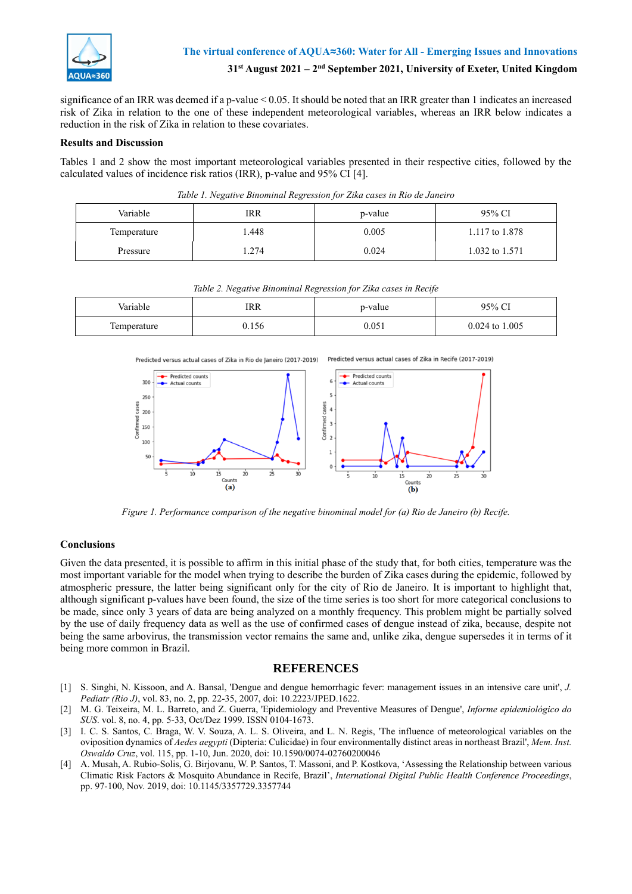significance of an IRR was deemed if a p-value < 0.05. It should be noted that an IRR greater than 1 indicates an increased risk of Zika in relation to the one of these independent meteorological variables, whereas an IRR below indicates a reduction in the risk of Zika in relation to these covariates.

## Results and Discussion

Tables 1 and 2 show the most important meteorological variables presented in their respective cities, followed by the calculated values of incidence risk ratios (IRR), p-value and 95% CI [4].

*Table 1. Negative Binominal Regression for Zika cases in Rio de Janeiro*

| Variable | IRR | p-value | 95% CI |
|---|---|---|---|
| Temperature | 1.448 | 0.005 | 1.117 to 1.878 |
| Pressure | 1.274 | 0.024 | 1.032 to 1.571 |

*Table 2. Negative Binominal Regression for Zika cases in Recife*

| Variable | IRR | p-value | 95% CI |
|---|---|---|---|
| Temperature | 0.156 | 0.051 | 0.024 to 1.005 |

Predicted versus actual cases of Zika in Rio de Janeiro (2017-2019)

Predicted counts
Actual counts
Confirmed cases
300
250
200
150
100
50
5
10
15
20
25
30
Counts
(a)

Predicted versus actual cases of Zika in Recife (2017-2019)

Predicted counts
Actual counts
Confirmed cases
6
5
4
3
2
1
0
5
10
15
20
25
30
Counts
(b)

*Figure 1. Performance comparison of the negative binominal model for (a) Rio de Janeiro (b) Recife.*

## Conclusions

Given the data presented, it is possible to affirm in this initial phase of the study that, for both cities, temperature was the most important variable for the model when trying to describe the burden of Zika cases during the epidemic, followed by atmospheric pressure, the latter being significant only for the city of Rio de Janeiro. It is important to highlight that, although significant p-values have been found, the size of the time series is too short for more categorical conclusions to be made, since only 3 years of data are being analyzed on a monthly frequency. This problem might be partially solved by the use of daily frequency data as well as the use of confirmed cases of dengue instead of zika, because, despite not being the same arbovirus, the transmission vector remains the same and, unlike zika, dengue supersedes it in terms of it being more common in Brazil.

## REFERENCES

[1] S. Singhi, N. Kissoon, and A. Bansal, 'Dengue and dengue hemorrhagic fever: management issues in an intensive care unit', *J. Pediatr (Rio J)*, vol. 83, no. 2, pp. 22-35, 2007, doi: 10.2223/JPED.1622.

[2] M. G. Teixeira, M. L. Barreto, and Z. Guerra, 'Epidemiology and Preventive Measures of Dengue', *Informe epidemiológico do SUS*. vol. 8, no. 4, pp. 5-33, Oct/Dez 1999. ISSN 0104-1673.

[3] I. C. S. Santos, C. Braga, W. V. Souza, A. L. S. Oliveira, and L. N. Regis, 'The influence of meteorological variables on the oviposition dynamics of *Aedes aegypti* (Diptera: Culicidae) in four environmentally distinct areas in northeast Brazil', *Mem. Inst. Oswaldo Cruz*, vol. 115, pp. 1-10, Jun. 2020, doi: 10.1590/0074-02760200046

[4] A. Musah, A. Rubio-Solis, G. Birjovanu, W. P. Santos, T. Massoni, and P. Kostkova, 'Assessing the Relationship between various Climatic Risk Factors & Mosquito Abundance in Recife, Brazil', *International Digital Public Health Conference Proceedings*, pp. 97-100, Nov. 2019, doi: 10.1145/3357729.3357744